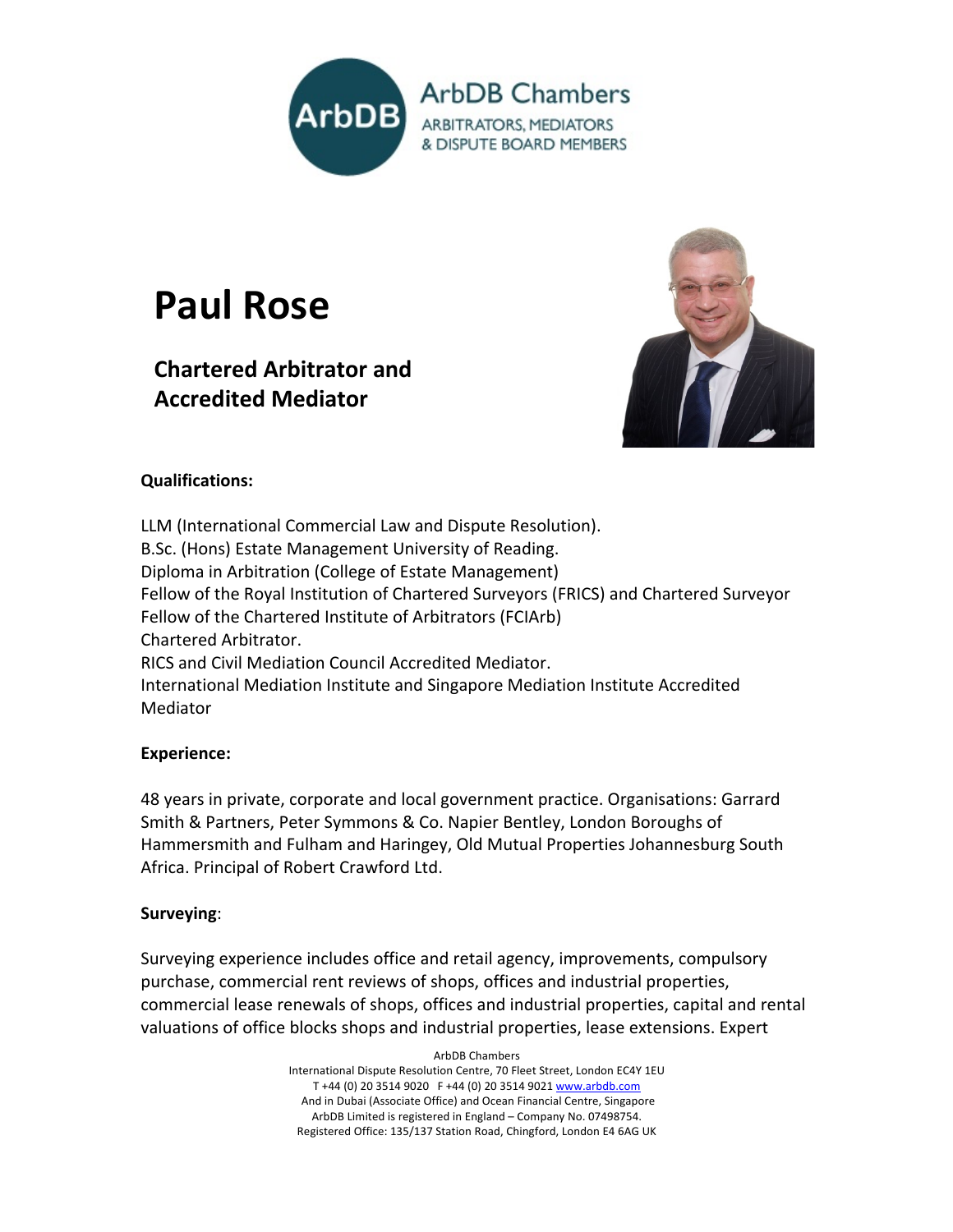# Paul Rose

## Chartered Arbitrator and Accredited Mediator

**Qualifications:**

LLM (International Commercial Law and Dispute Resolution).
B.Sc. (Hons) Estate Management University of Reading.
Diploma in Arbitration (College of Estate Management)
Fellow of the Royal Institution of Chartered Surveyors (FRICS) and Chartered Surveyor
Fellow of the Chartered Institute of Arbitrators (FCIArb)
Chartered Arbitrator.
RICS and Civil Mediation Council Accredited Mediator.
International Mediation Institute and Singapore Mediation Institute Accredited Mediator

**Experience:**

48 years in private, corporate and local government practice. Organisations: Garrard Smith & Partners, Peter Symmons & Co. Napier Bentley, London Boroughs of Hammersmith and Fulham and Haringey, Old Mutual Properties Johannesburg South Africa. Principal of Robert Crawford Ltd.

**Surveying**:

Surveying experience includes office and retail agency, improvements, compulsory purchase, commercial rent reviews of shops, offices and industrial properties, commercial lease renewals of shops, offices and industrial properties, capital and rental valuations of office blocks shops and industrial properties, lease extensions. Expert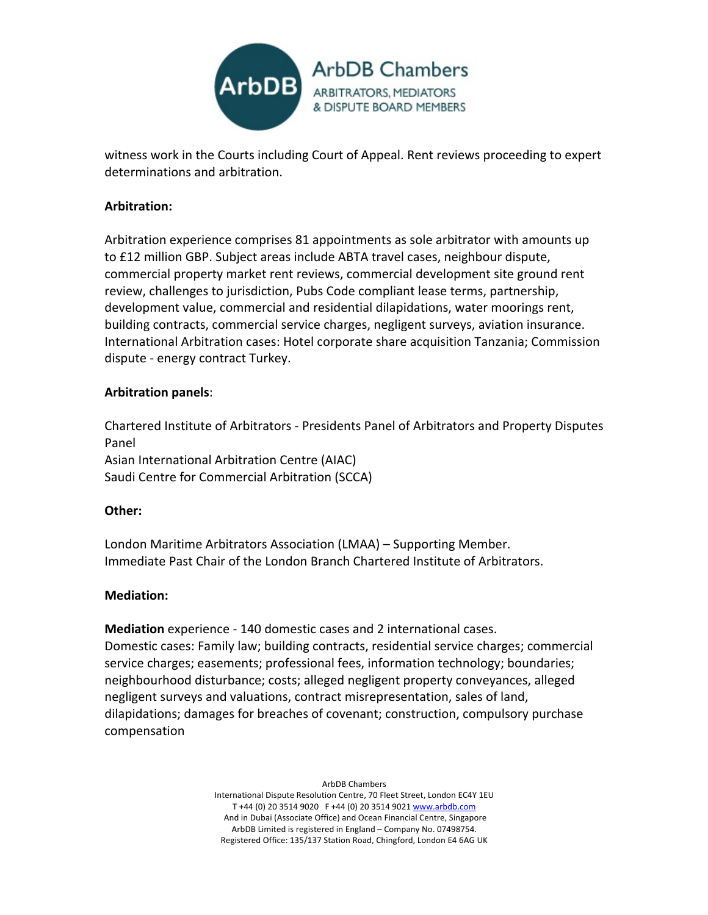witness work in the Courts including Court of Appeal. Rent reviews proceeding to expert determinations and arbitration.

**Arbitration:**

Arbitration experience comprises 81 appointments as sole arbitrator with amounts up to £12 million GBP. Subject areas include ABTA travel cases, neighbour dispute, commercial property market rent reviews, commercial development site ground rent review, challenges to jurisdiction, Pubs Code compliant lease terms, partnership, development value, commercial and residential dilapidations, water moorings rent, building contracts, commercial service charges, negligent surveys, aviation insurance. International Arbitration cases: Hotel corporate share acquisition Tanzania; Commission dispute - energy contract Turkey.

**Arbitration panels**:

Chartered Institute of Arbitrators - Presidents Panel of Arbitrators and Property Disputes Panel
Asian International Arbitration Centre (AIAC)
Saudi Centre for Commercial Arbitration (SCCA)

**Other:**

London Maritime Arbitrators Association (LMAA) – Supporting Member.
Immediate Past Chair of the London Branch Chartered Institute of Arbitrators.

**Mediation:**

**Mediation** experience - 140 domestic cases and 2 international cases.
Domestic cases: Family law; building contracts, residential service charges; commercial service charges; easements; professional fees, information technology; boundaries; neighbourhood disturbance; costs; alleged negligent property conveyances, alleged negligent surveys and valuations, contract misrepresentation, sales of land, dilapidations; damages for breaches of covenant; construction, compulsory purchase compensation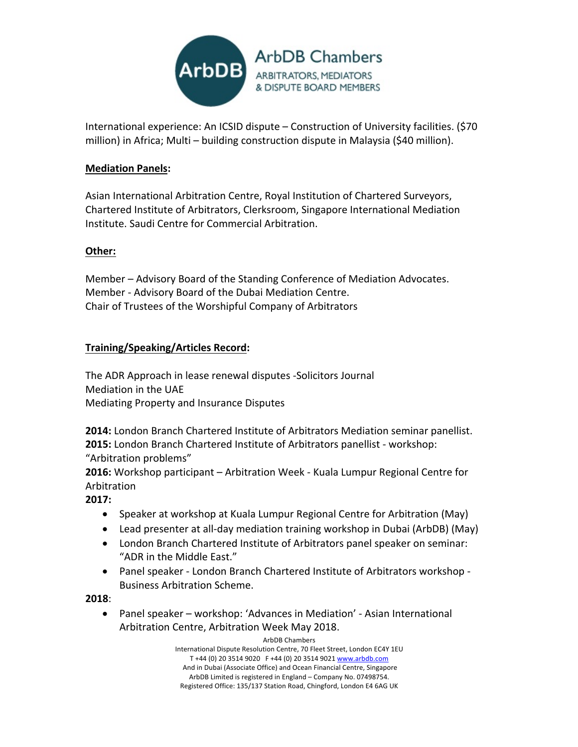International experience: An ICSID dispute – Construction of University facilities. ($70 million) in Africa; Multi – building construction dispute in Malaysia ($40 million).

**Mediation Panels:**

Asian International Arbitration Centre, Royal Institution of Chartered Surveyors, Chartered Institute of Arbitrators, Clerksroom, Singapore International Mediation Institute. Saudi Centre for Commercial Arbitration.

**Other:**

Member – Advisory Board of the Standing Conference of Mediation Advocates.
Member - Advisory Board of the Dubai Mediation Centre.
Chair of Trustees of the Worshipful Company of Arbitrators

**Training/Speaking/Articles Record:**

The ADR Approach in lease renewal disputes -Solicitors Journal
Mediation in the UAE
Mediating Property and Insurance Disputes

**2014:** London Branch Chartered Institute of Arbitrators Mediation seminar panellist.
**2015:** London Branch Chartered Institute of Arbitrators panellist - workshop: "Arbitration problems"
**2016:** Workshop participant – Arbitration Week - Kuala Lumpur Regional Centre for Arbitration
**2017:**

- Speaker at workshop at Kuala Lumpur Regional Centre for Arbitration (May)
- Lead presenter at all-day mediation training workshop in Dubai (ArbDB) (May)
- London Branch Chartered Institute of Arbitrators panel speaker on seminar: "ADR in the Middle East."
- Panel speaker - London Branch Chartered Institute of Arbitrators workshop - Business Arbitration Scheme.

**2018**:

- Panel speaker – workshop: 'Advances in Mediation' - Asian International Arbitration Centre, Arbitration Week May 2018.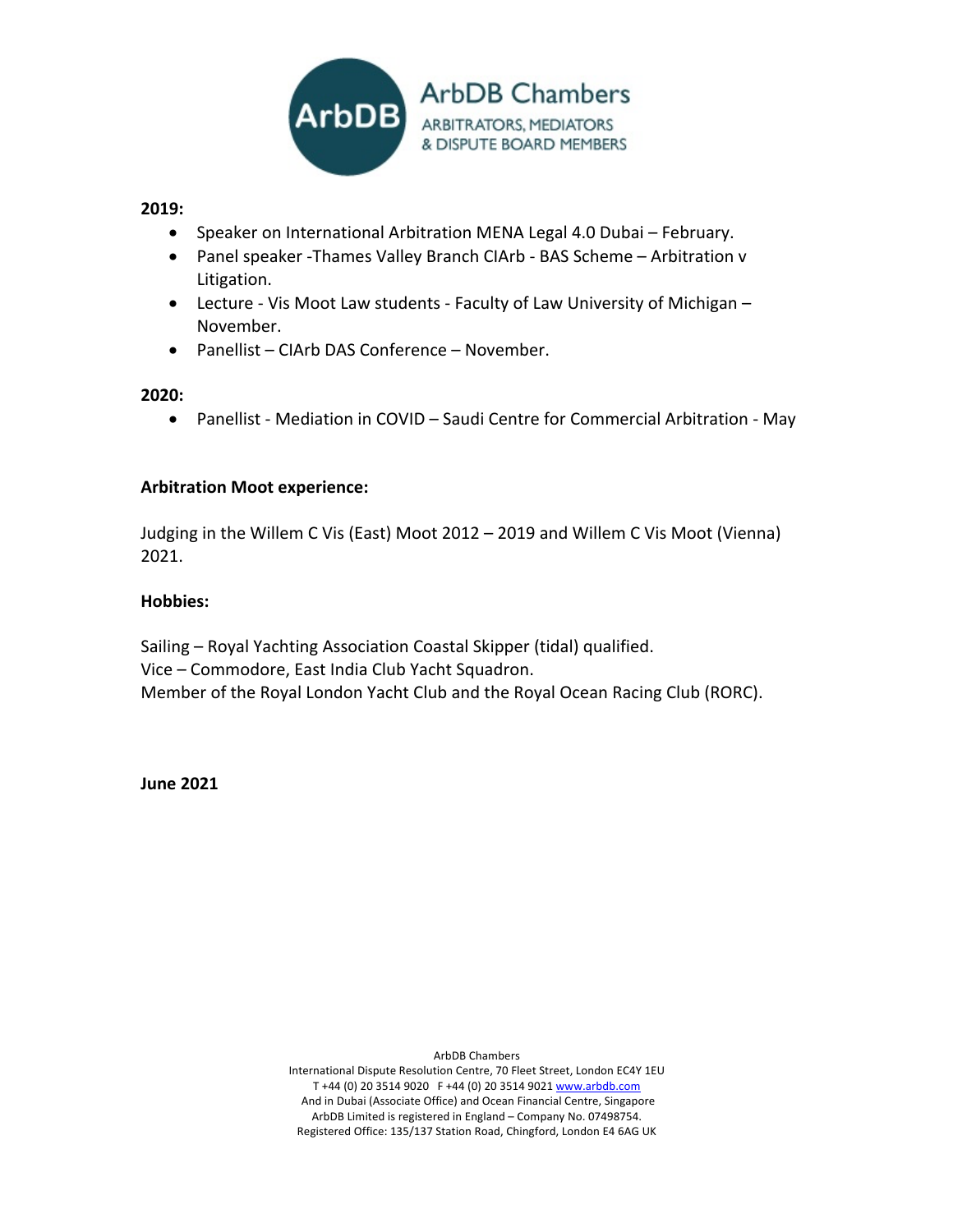ArbDB Chambers
ARBITRATORS, MEDIATORS & DISPUTE BOARD MEMBERS

**2019:**

- Speaker on International Arbitration MENA Legal 4.0 Dubai – February.
- Panel speaker -Thames Valley Branch CIArb - BAS Scheme – Arbitration v Litigation.
- Lecture - Vis Moot Law students - Faculty of Law University of Michigan – November.
- Panellist – CIArb DAS Conference – November.

**2020:**

- Panellist - Mediation in COVID – Saudi Centre for Commercial Arbitration - May

**Arbitration Moot experience:**

Judging in the Willem C Vis (East) Moot 2012 – 2019 and Willem C Vis Moot (Vienna) 2021.

**Hobbies:**

Sailing – Royal Yachting Association Coastal Skipper (tidal) qualified.
Vice – Commodore, East India Club Yacht Squadron.
Member of the Royal London Yacht Club and the Royal Ocean Racing Club (RORC).

**June 2021**

ArbDB Chambers
International Dispute Resolution Centre, 70 Fleet Street, London EC4Y 1EU
T +44 (0) 20 3514 9020 F +44 (0) 20 3514 9021 www.arbdb.com
And in Dubai (Associate Office) and Ocean Financial Centre, Singapore
ArbDB Limited is registered in England – Company No. 07498754.
Registered Office: 135/137 Station Road, Chingford, London E4 6AG UK